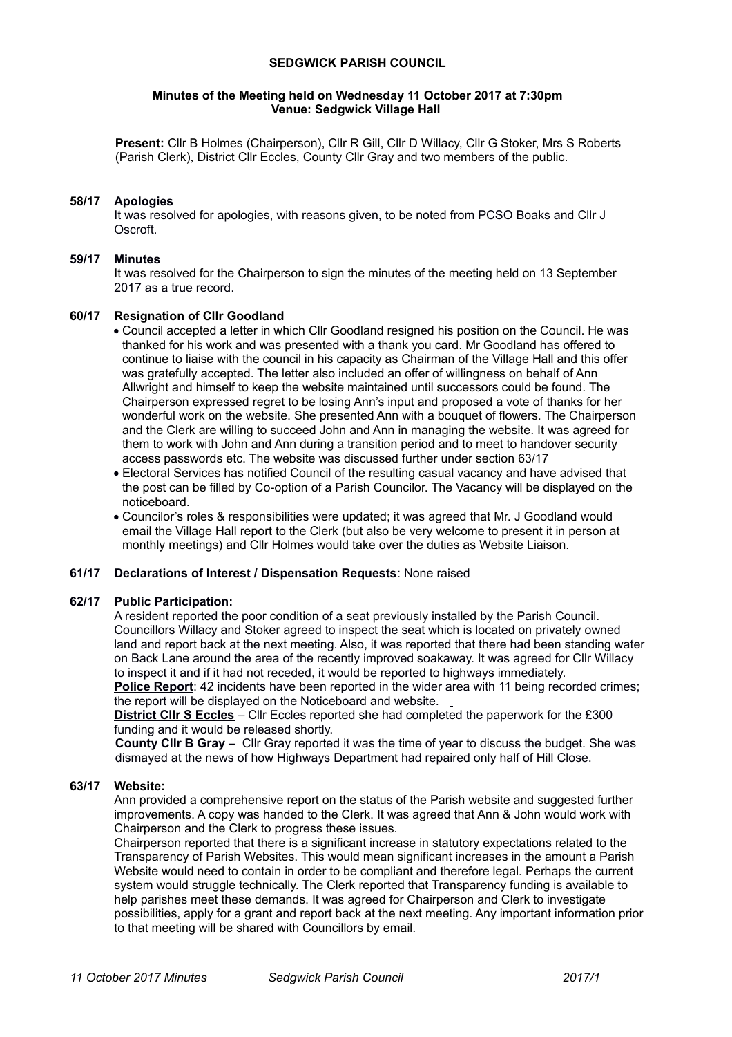# SEDGWICK PARISH COUNCIL

**Minutes of the Meeting held on Wednesday 11 October 2017 at 7:30pm**
**Venue: Sedgwick Village Hall**

**Present:** Cllr B Holmes (Chairperson), Cllr R Gill, Cllr D Willacy, Cllr G Stoker, Mrs S Roberts (Parish Clerk), District Cllr Eccles, County Cllr Gray and two members of the public.

### 58/17 Apologies

It was resolved for apologies, with reasons given, to be noted from PCSO Boaks and Cllr J Oscroft.

### 59/17 Minutes

It was resolved for the Chairperson to sign the minutes of the meeting held on 13 September 2017 as a true record.

### 60/17 Resignation of Cllr Goodland

- Council accepted a letter in which Cllr Goodland resigned his position on the Council. He was thanked for his work and was presented with a thank you card. Mr Goodland has offered to continue to liaise with the council in his capacity as Chairman of the Village Hall and this offer was gratefully accepted. The letter also included an offer of willingness on behalf of Ann Allwright and himself to keep the website maintained until successors could be found. The Chairperson expressed regret to be losing Ann's input and proposed a vote of thanks for her wonderful work on the website. She presented Ann with a bouquet of flowers. The Chairperson and the Clerk are willing to succeed John and Ann in managing the website. It was agreed for them to work with John and Ann during a transition period and to meet to handover security access passwords etc. The website was discussed further under section 63/17
- Electoral Services has notified Council of the resulting casual vacancy and have advised that the post can be filled by Co-option of a Parish Councilor. The Vacancy will be displayed on the noticeboard.
- Councilor's roles & responsibilities were updated; it was agreed that Mr. J Goodland would email the Village Hall report to the Clerk (but also be very welcome to present it in person at monthly meetings) and Cllr Holmes would take over the duties as Website Liaison.

### 61/17 Declarations of Interest / Dispensation Requests: None raised

### 62/17 Public Participation:

A resident reported the poor condition of a seat previously installed by the Parish Council. Councillors Willacy and Stoker agreed to inspect the seat which is located on privately owned land and report back at the next meeting. Also, it was reported that there had been standing water on Back Lane around the area of the recently improved soakaway. It was agreed for Cllr Willacy to inspect it and if it had not receded, it would be reported to highways immediately.

**Police Report**: 42 incidents have been reported in the wider area with 11 being recorded crimes; the report will be displayed on the Noticeboard and website.

**District Cllr S Eccles** – Cllr Eccles reported she had completed the paperwork for the £300 funding and it would be released shortly.

**County Cllr B Gray** – Cllr Gray reported it was the time of year to discuss the budget. She was dismayed at the news of how Highways Department had repaired only half of Hill Close.

### 63/17 Website:

Ann provided a comprehensive report on the status of the Parish website and suggested further improvements. A copy was handed to the Clerk. It was agreed that Ann & John would work with Chairperson and the Clerk to progress these issues.

Chairperson reported that there is a significant increase in statutory expectations related to the Transparency of Parish Websites. This would mean significant increases in the amount a Parish Website would need to contain in order to be compliant and therefore legal. Perhaps the current system would struggle technically. The Clerk reported that Transparency funding is available to help parishes meet these demands. It was agreed for Chairperson and Clerk to investigate possibilities, apply for a grant and report back at the next meeting. Any important information prior to that meeting will be shared with Councillors by email.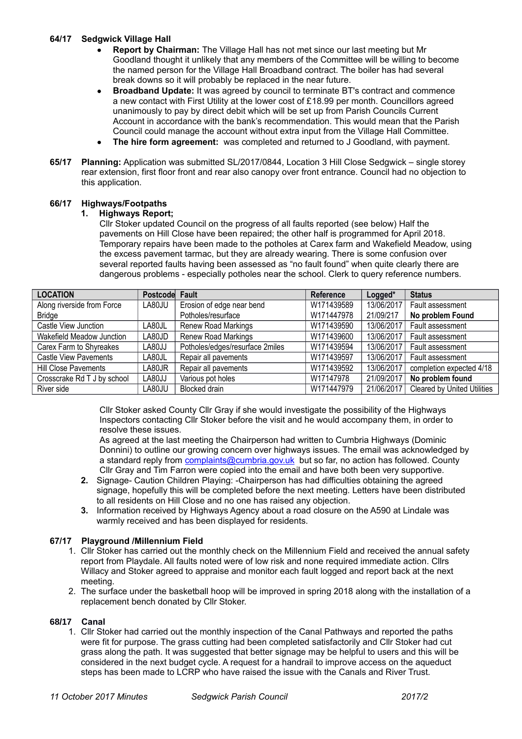**64/17 Sedgwick Village Hall**

- **Report by Chairman:** The Village Hall has not met since our last meeting but Mr Goodland thought it unlikely that any members of the Committee will be willing to become the named person for the Village Hall Broadband contract. The boiler has had several break downs so it will probably be replaced in the near future.
- **Broadband Update:** It was agreed by council to terminate BT's contract and commence a new contact with First Utility at the lower cost of £18.99 per month. Councillors agreed unanimously to pay by direct debit which will be set up from Parish Councils Current Account in accordance with the bank's recommendation. This would mean that the Parish Council could manage the account without extra input from the Village Hall Committee.
- **The hire form agreement:** was completed and returned to J Goodland, with payment.

**65/17 Planning:** Application was submitted SL/2017/0844, Location 3 Hill Close Sedgwick – single storey rear extension, first floor front and rear also canopy over front entrance. Council had no objection to this application.

**66/17 Highways/Footpaths**

**1. Highways Report;**

Cllr Stoker updated Council on the progress of all faults reported (see below) Half the pavements on Hill Close have been repaired; the other half is programmed for April 2018. Temporary repairs have been made to the potholes at Carex farm and Wakefield Meadow, using the excess pavement tarmac, but they are already wearing. There is some confusion over several reported faults having been assessed as "no fault found" when quite clearly there are dangerous problems - especially potholes near the school. Clerk to query reference numbers.

| LOCATION | Postcode | Fault | Reference | Logged* | Status |
|---|---|---|---|---|---|
| Along riverside from Force | LA80JU | Erosion of edge near bend | W171439589 | 13/06/2017 | Fault assessment |
| Bridge | | Potholes/resurface | W171447978 | 21/09/217 | **No problem Found** |
| Castle View Junction | LA80JL | Renew Road Markings | W171439590 | 13/06/2017 | Fault assessment |
| Wakefield Meadow Junction | LA80JD | Renew Road Markings | W171439600 | 13/06/2017 | Fault assessment |
| Carex Farm to Shyreakes | LA80JJ | Potholes/edges/resurface 2miles | W171439594 | 13/06/2017 | Fault assessment |
| Castle View Pavements | LA80JL | Repair all pavements | W171439597 | 13/06/2017 | Fault assessment |
| Hill Close Pavements | LA80JR | Repair all pavements | W171439592 | 13/06/2017 | completion expected 4/18 |
| Crosscrake Rd T J by school | LA80JJ | Various pot holes | W17147978 | 21/09/2017 | **No problem found** |
| River side | LA80JU | Blocked drain | W171447979 | 21/06/2017 | Cleared by United Utilities |

Cllr Stoker asked County Cllr Gray if she would investigate the possibility of the Highways Inspectors contacting Cllr Stoker before the visit and he would accompany them, in order to resolve these issues.

As agreed at the last meeting the Chairperson had written to Cumbria Highways (Dominic Donnini) to outline our growing concern over highways issues. The email was acknowledged by a standard reply from complaints@cumbria.gov.uk but so far, no action has followed. County Cllr Gray and Tim Farron were copied into the email and have both been very supportive.

2. Signage- Caution Children Playing: -Chairperson has had difficulties obtaining the agreed signage, hopefully this will be completed before the next meeting. Letters have been distributed to all residents on Hill Close and no one has raised any objection.
3. Information received by Highways Agency about a road closure on the A590 at Lindale was warmly received and has been displayed for residents.

**67/17 Playground /Millennium Field**

1. Cllr Stoker has carried out the monthly check on the Millennium Field and received the annual safety report from Playdale. All faults noted were of low risk and none required immediate action. Cllrs Willacy and Stoker agreed to appraise and monitor each fault logged and report back at the next meeting.
2. The surface under the basketball hoop will be improved in spring 2018 along with the installation of a replacement bench donated by Cllr Stoker.

**68/17 Canal**

1. Cllr Stoker had carried out the monthly inspection of the Canal Pathways and reported the paths were fit for purpose. The grass cutting had been completed satisfactorily and Cllr Stoker had cut grass along the path. It was suggested that better signage may be helpful to users and this will be considered in the next budget cycle. A request for a handrail to improve access on the aqueduct steps has been made to LCRP who have raised the issue with the Canals and River Trust.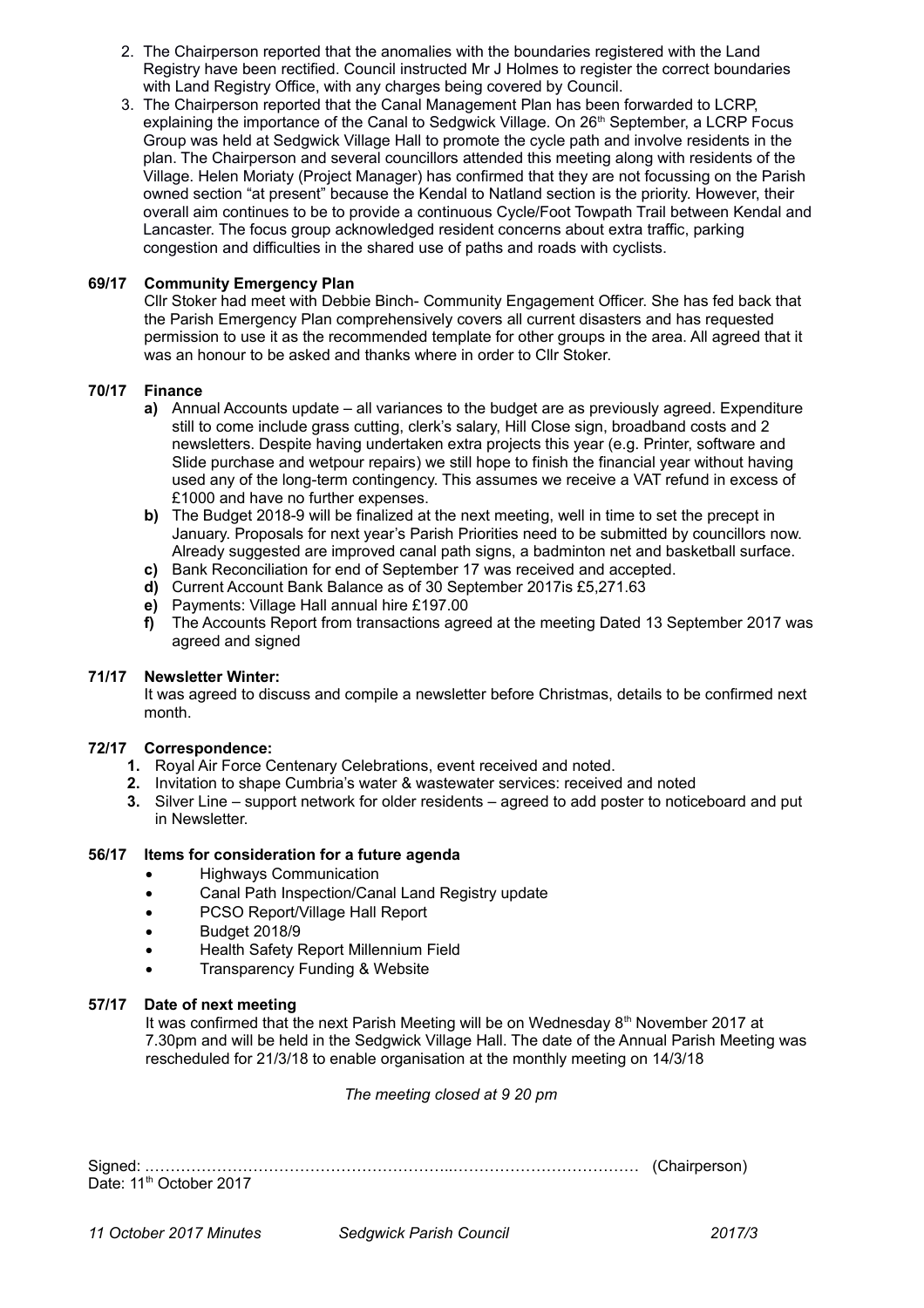2. The Chairperson reported that the anomalies with the boundaries registered with the Land Registry have been rectified. Council instructed Mr J Holmes to register the correct boundaries with Land Registry Office, with any charges being covered by Council.
3. The Chairperson reported that the Canal Management Plan has been forwarded to LCRP, explaining the importance of the Canal to Sedgwick Village. On 26th September, a LCRP Focus Group was held at Sedgwick Village Hall to promote the cycle path and involve residents in the plan. The Chairperson and several councillors attended this meeting along with residents of the Village. Helen Moriaty (Project Manager) has confirmed that they are not focussing on the Parish owned section "at present" because the Kendal to Natland section is the priority. However, their overall aim continues to be to provide a continuous Cycle/Foot Towpath Trail between Kendal and Lancaster. The focus group acknowledged resident concerns about extra traffic, parking congestion and difficulties in the shared use of paths and roads with cyclists.

**69/17 Community Emergency Plan**

Cllr Stoker had meet with Debbie Binch- Community Engagement Officer. She has fed back that the Parish Emergency Plan comprehensively covers all current disasters and has requested permission to use it as the recommended template for other groups in the area. All agreed that it was an honour to be asked and thanks where in order to Cllr Stoker.

**70/17 Finance**

- **a)** Annual Accounts update – all variances to the budget are as previously agreed. Expenditure still to come include grass cutting, clerk's salary, Hill Close sign, broadband costs and 2 newsletters. Despite having undertaken extra projects this year (e.g. Printer, software and Slide purchase and wetpour repairs) we still hope to finish the financial year without having used any of the long-term contingency. This assumes we receive a VAT refund in excess of £1000 and have no further expenses.
- **b)** The Budget 2018-9 will be finalized at the next meeting, well in time to set the precept in January. Proposals for next year's Parish Priorities need to be submitted by councillors now. Already suggested are improved canal path signs, a badminton net and basketball surface.
- **c)** Bank Reconciliation for end of September 17 was received and accepted.
- **d)** Current Account Bank Balance as of 30 September 2017is £5,271.63
- **e)** Payments: Village Hall annual hire £197.00
- **f)** The Accounts Report from transactions agreed at the meeting Dated 13 September 2017 was agreed and signed

**71/17 Newsletter Winter:**

It was agreed to discuss and compile a newsletter before Christmas, details to be confirmed next month.

**72/17 Correspondence:**

1. Royal Air Force Centenary Celebrations, event received and noted.
2. Invitation to shape Cumbria's water & wastewater services: received and noted
3. Silver Line – support network for older residents – agreed to add poster to noticeboard and put in Newsletter.

**56/17 Items for consideration for a future agenda**

- Highways Communication
- Canal Path Inspection/Canal Land Registry update
- PCSO Report/Village Hall Report
- Budget 2018/9
- Health Safety Report Millennium Field
- Transparency Funding & Website

**57/17 Date of next meeting**

It was confirmed that the next Parish Meeting will be on Wednesday 8th November 2017 at 7.30pm and will be held in the Sedgwick Village Hall. The date of the Annual Parish Meeting was rescheduled for 21/3/18 to enable organisation at the monthly meeting on 14/3/18

*The meeting closed at 9 20 pm*

Signed: ……………………………………………………..……………………………… (Chairperson)
Date: 11th October 2017

*11 October 2017 Minutes* *Sedgwick Parish Council* *2017/3*